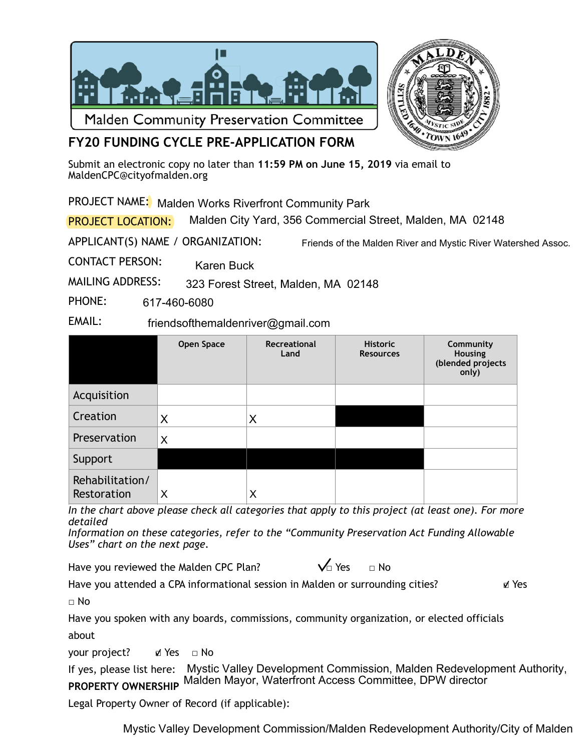Malden Community Preservation Committee

# FY20 FUNDING CYCLE PRE-APPLICATION FORM

Submit an electronic copy no later than **11:59 PM on June 15, 2019** via email to MaldenCPC@cityofmalden.org

PROJECT NAME: Malden Works Riverfront Community Park

PROJECT LOCATION: Malden City Yard, 356 Commercial Street, Malden, MA 02148

APPLICANT(S) NAME / ORGANIZATION: Friends of the Malden River and Mystic River Watershed Assoc.

CONTACT PERSON: Karen Buck

MAILING ADDRESS: 323 Forest Street, Malden, MA 02148

PHONE: 617-460-6080

EMAIL: friendsofthemaldenriver@gmail.com

| | Open Space | Recreational Land | Historic Resources | Community Housing (blended projects only) |
|---|---|---|---|---|
| Acquisition | | | | |
| Creation | X | X | | |
| Preservation | X | | | |
| Support | | | | |
| Rehabilitation/ Restoration | X | X | | |

*In the chart above please check all categories that apply to this project (at least one). For more detailed Information on these categories, refer to the "Community Preservation Act Funding Allowable Uses" chart on the next page.*

Have you reviewed the Malden CPC Plan? ☑ Yes ☐ No

Have you attended a CPA informational session in Malden or surrounding cities? ☑ Yes ☐ No

Have you spoken with any boards, commissions, community organization, or elected officials about your project? ☑ Yes ☐ No

If yes, please list here: Mystic Valley Development Commission, Malden Redevelopment Authority, Malden Mayor, Waterfront Access Committee, DPW director

**PROPERTY OWNERSHIP**

Legal Property Owner of Record (if applicable):

Mystic Valley Development Commission/Malden Redevelopment Authority/City of Malden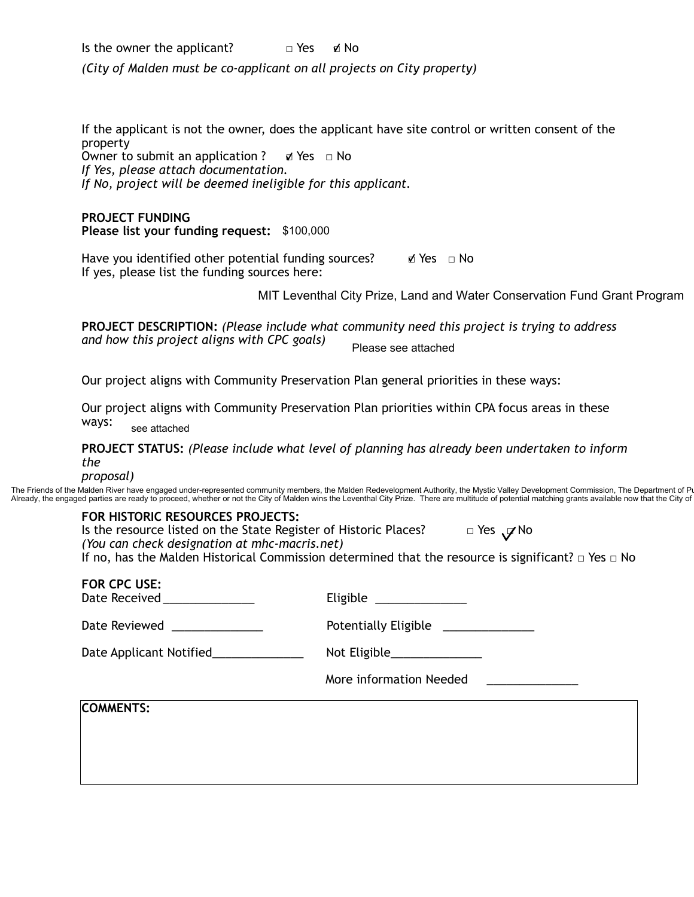Is the owner the applicant? ☐ Yes ☑ No

*(City of Malden must be co-applicant on all projects on City property)*

If the applicant is not the owner, does the applicant have site control or written consent of the property
Owner to submit an application ? ☑ Yes ☐ No
*If Yes, please attach documentation.*
*If No, project will be deemed ineligible for this applicant.*

**PROJECT FUNDING**
**Please list your funding request:** $100,000

Have you identified other potential funding sources? ☑ Yes ☐ No
If yes, please list the funding sources here:

MIT Leventhal City Prize, Land and Water Conservation Fund Grant Program

**PROJECT DESCRIPTION:** *(Please include what community need this project is trying to address and how this project aligns with CPC goals)* Please see attached

Our project aligns with Community Preservation Plan general priorities in these ways:

Our project aligns with Community Preservation Plan priorities within CPA focus areas in these ways: see attached

**PROJECT STATUS:** *(Please include what level of planning has already been undertaken to inform the proposal)*

The Friends of the Malden River have engaged under-represented community members, the Malden Redevelopment Authority, the Mystic Valley Development Commission, The Department of Pu
Already, the engaged parties are ready to proceed, whether or not the City of Malden wins the Leventhal City Prize. There are multitude of potential matching grants available now that the City of

**FOR HISTORIC RESOURCES PROJECTS:**
Is the resource listed on the State Register of Historic Places? ☐ Yes ☑ No
*(You can check designation at mhc-macris.net)*
If no, has the Malden Historical Commission determined that the resource is significant? ☐ Yes ☐ No

**FOR CPC USE:**

Date Received______________ Eligible ______________

Date Reviewed ______________ Potentially Eligible ______________

Date Applicant Notified______________ Not Eligible______________

More information Needed ______________

**COMMENTS:**